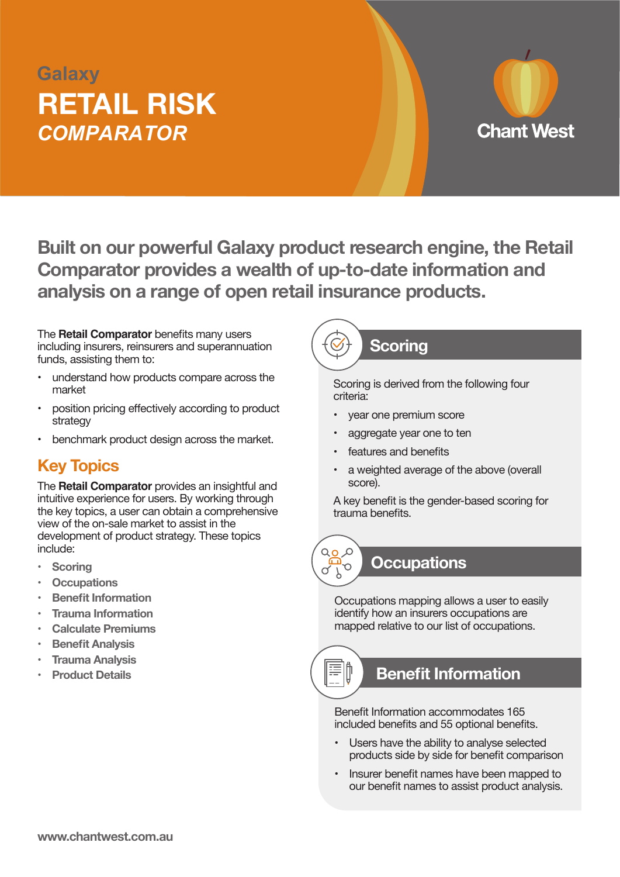Galaxy

# RETAIL RISK

*COMPARATOR*

Chant West

## Built on our powerful Galaxy product research engine, the Retail Comparator provides a wealth of up-to-date information and analysis on a range of open retail insurance products.

The **Retail Comparator** benefits many users including insurers, reinsurers and superannuation funds, assisting them to:

- understand how products compare across the market
- position pricing effectively according to product strategy
- benchmark product design across the market.

## Key Topics

The **Retail Comparator** provides an insightful and intuitive experience for users. By working through the key topics, a user can obtain a comprehensive view of the on-sale market to assist in the development of product strategy. These topics include:

- **Scoring**
- **Occupations**
- **Benefit Information**
- **Trauma Information**
- **Calculate Premiums**
- **Benefit Analysis**
- **Trauma Analysis**
- **Product Details**

## Scoring

Scoring is derived from the following four criteria:

- year one premium score
- aggregate year one to ten
- features and benefits
- a weighted average of the above (overall score).

A key benefit is the gender-based scoring for trauma benefits.

## Occupations

Occupations mapping allows a user to easily identify how an insurers occupations are mapped relative to our list of occupations.

## Benefit Information

Benefit Information accommodates 165 included benefits and 55 optional benefits.

- Users have the ability to analyse selected products side by side for benefit comparison
- Insurer benefit names have been mapped to our benefit names to assist product analysis.

www.chantwest.com.au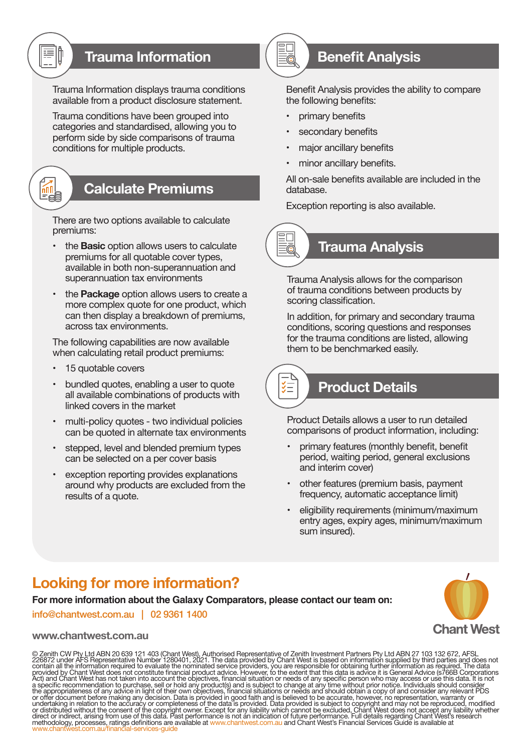## Trauma Information

Trauma Information displays trauma conditions available from a product disclosure statement.

Trauma conditions have been grouped into categories and standardised, allowing you to perform side by side comparisons of trauma conditions for multiple products.

## Calculate Premiums

There are two options available to calculate premiums:

- the **Basic** option allows users to calculate premiums for all quotable cover types, available in both non-superannuation and superannuation tax environments
- the **Package** option allows users to create a more complex quote for one product, which can then display a breakdown of premiums, across tax environments.

The following capabilities are now available when calculating retail product premiums:

- 15 quotable covers
- bundled quotes, enabling a user to quote all available combinations of products with linked covers in the market
- multi-policy quotes - two individual policies can be quoted in alternate tax environments
- stepped, level and blended premium types can be selected on a per cover basis
- exception reporting provides explanations around why products are excluded from the results of a quote.

## Benefit Analysis

Benefit Analysis provides the ability to compare the following benefits:

- primary benefits
- secondary benefits
- major ancillary benefits
- minor ancillary benefits.

All on-sale benefits available are included in the database.

Exception reporting is also available.

## Trauma Analysis

Trauma Analysis allows for the comparison of trauma conditions between products by scoring classification.

In addition, for primary and secondary trauma conditions, scoring questions and responses for the trauma conditions are listed, allowing them to be benchmarked easily.

## Product Details

Product Details allows a user to run detailed comparisons of product information, including:

- primary features (monthly benefit, benefit period, waiting period, general exclusions and interim cover)
- other features (premium basis, payment frequency, automatic acceptance limit)
- eligibility requirements (minimum/maximum entry ages, expiry ages, minimum/maximum sum insured).

## Looking for more information?

**For more information about the Galaxy Comparators, please contact our team on:**

info@chantwest.com.au | 02 9361 1400

**www.chantwest.com.au**

Chant West

© Zenith CW Pty Ltd ABN 20 639 121 403 (Chant West), Authorised Representative of Zenith Investment Partners Pty Ltd ABN 27 103 132 672, AFSL 226872 under AFS Representative Number 1280401, 2021. The data provided by Chant West is based on information supplied by third parties and does not contain all the information required to evaluate the nominated service providers, you are responsible for obtaining further information as required. The data provided by Chant West does not constitute financial product advice. However, to the extent that this data is advice it is General Advice (s766B Corporations Act) and Chant West has not taken into account the objectives, financial situation or needs of any specific person who may access or use this data. It is not a specific recommendation to purchase, sell or hold any product(s) and is subject to change at any time without prior notice. Individuals should consider the appropriateness of any advice in light of their own objectives, financial situations or needs and should obtain a copy of and consider any relevant PDS or offer document before making any decision. Data is provided in good faith and is believed to be accurate, however, no representation, warranty or undertaking in relation to the accuracy or completeness of the data is provided. Data provided is subject to copyright and may not be reproduced, modified or distributed without the consent of the copyright owner. Except for any liability which cannot be excluded, Chant West does not accept any liability whether direct or indirect, arising from use of this data. Past performance is not an indication of future performance. Full details regarding Chant West's research methodology, processes, ratings definitions are available at www.chantwest.com.au and Chant West's Financial Services Guide is available at www.chantwest.com.au/financial-services-guide